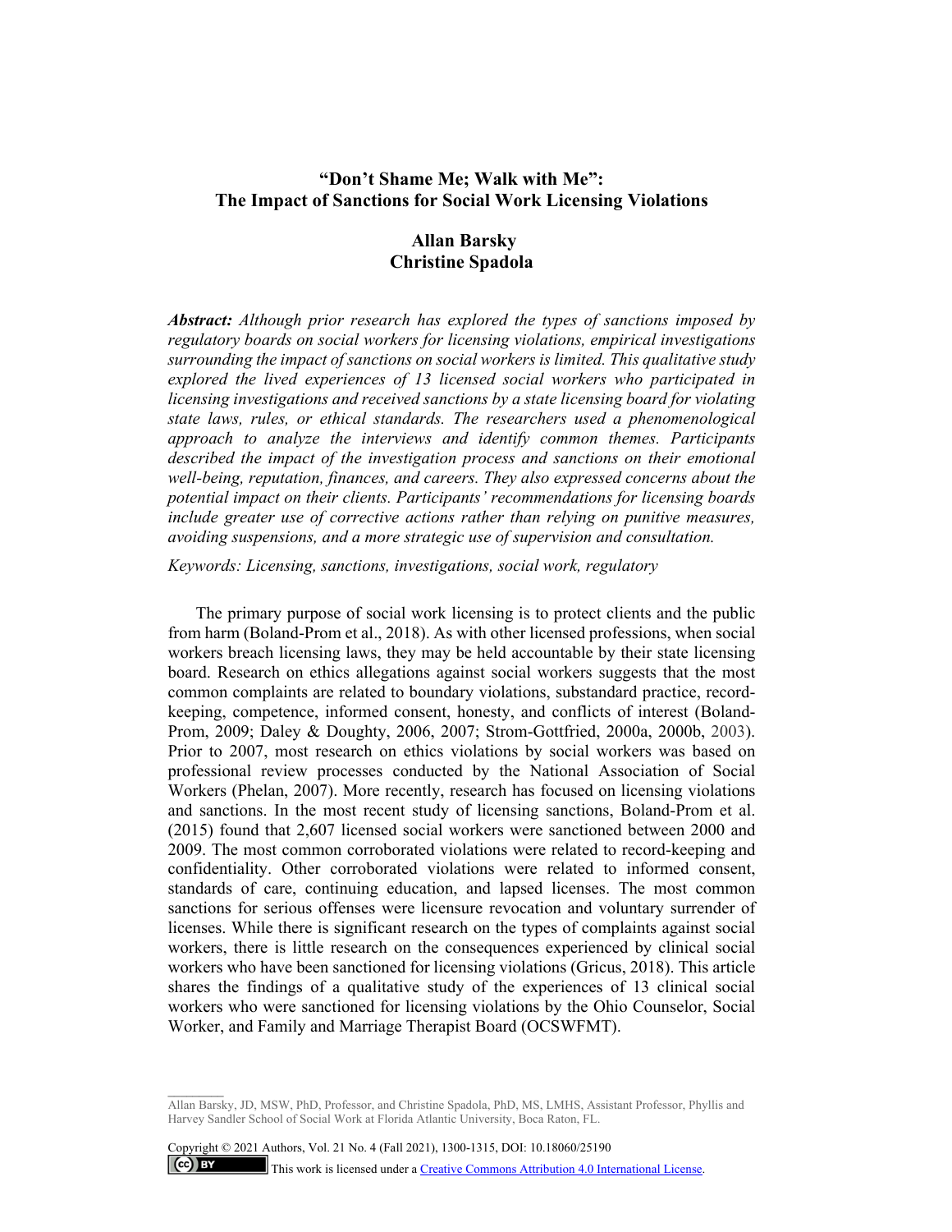# "Don't Shame Me; Walk with Me": The Impact of Sanctions for Social Work Licensing Violations

**Allan Barsky**
**Christine Spadola**

***Abstract:*** *Although prior research has explored the types of sanctions imposed by regulatory boards on social workers for licensing violations, empirical investigations surrounding the impact of sanctions on social workers is limited. This qualitative study explored the lived experiences of 13 licensed social workers who participated in licensing investigations and received sanctions by a state licensing board for violating state laws, rules, or ethical standards. The researchers used a phenomenological approach to analyze the interviews and identify common themes. Participants described the impact of the investigation process and sanctions on their emotional well-being, reputation, finances, and careers. They also expressed concerns about the potential impact on their clients. Participants' recommendations for licensing boards include greater use of corrective actions rather than relying on punitive measures, avoiding suspensions, and a more strategic use of supervision and consultation.*

*Keywords: Licensing, sanctions, investigations, social work, regulatory*

The primary purpose of social work licensing is to protect clients and the public from harm (Boland-Prom et al., 2018). As with other licensed professions, when social workers breach licensing laws, they may be held accountable by their state licensing board. Research on ethics allegations against social workers suggests that the most common complaints are related to boundary violations, substandard practice, record-keeping, competence, informed consent, honesty, and conflicts of interest (Boland-Prom, 2009; Daley & Doughty, 2006, 2007; Strom-Gottfried, 2000a, 2000b, 2003). Prior to 2007, most research on ethics violations by social workers was based on professional review processes conducted by the National Association of Social Workers (Phelan, 2007). More recently, research has focused on licensing violations and sanctions. In the most recent study of licensing sanctions, Boland-Prom et al. (2015) found that 2,607 licensed social workers were sanctioned between 2000 and 2009. The most common corroborated violations were related to record-keeping and confidentiality. Other corroborated violations were related to informed consent, standards of care, continuing education, and lapsed licenses. The most common sanctions for serious offenses were licensure revocation and voluntary surrender of licenses. While there is significant research on the types of complaints against social workers, there is little research on the consequences experienced by clinical social workers who have been sanctioned for licensing violations (Gricus, 2018). This article shares the findings of a qualitative study of the experiences of 13 clinical social workers who were sanctioned for licensing violations by the Ohio Counselor, Social Worker, and Family and Marriage Therapist Board (OCSWFMT).

---

Allan Barsky, JD, MSW, PhD, Professor, and Christine Spadola, PhD, MS, LMHS, Assistant Professor, Phyllis and Harvey Sandler School of Social Work at Florida Atlantic University, Boca Raton, FL.

Copyright © 2021 Authors, Vol. 21 No. 4 (Fall 2021), 1300-1315, DOI: 10.18060/25190

This work is licensed under a Creative Commons Attribution 4.0 International License.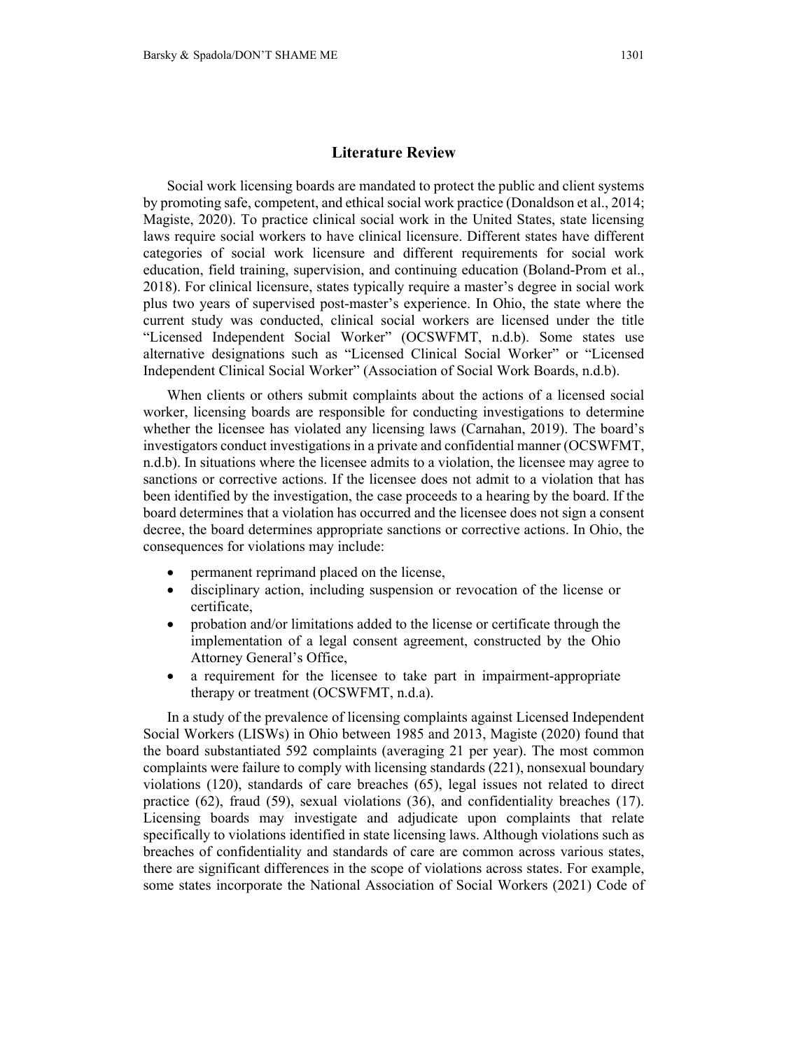## Literature Review

Social work licensing boards are mandated to protect the public and client systems by promoting safe, competent, and ethical social work practice (Donaldson et al., 2014; Magiste, 2020). To practice clinical social work in the United States, state licensing laws require social workers to have clinical licensure. Different states have different categories of social work licensure and different requirements for social work education, field training, supervision, and continuing education (Boland-Prom et al., 2018). For clinical licensure, states typically require a master's degree in social work plus two years of supervised post-master's experience. In Ohio, the state where the current study was conducted, clinical social workers are licensed under the title "Licensed Independent Social Worker" (OCSWFMT, n.d.b). Some states use alternative designations such as "Licensed Clinical Social Worker" or "Licensed Independent Clinical Social Worker" (Association of Social Work Boards, n.d.b).

When clients or others submit complaints about the actions of a licensed social worker, licensing boards are responsible for conducting investigations to determine whether the licensee has violated any licensing laws (Carnahan, 2019). The board's investigators conduct investigations in a private and confidential manner (OCSWFMT, n.d.b). In situations where the licensee admits to a violation, the licensee may agree to sanctions or corrective actions. If the licensee does not admit to a violation that has been identified by the investigation, the case proceeds to a hearing by the board. If the board determines that a violation has occurred and the licensee does not sign a consent decree, the board determines appropriate sanctions or corrective actions. In Ohio, the consequences for violations may include:

- permanent reprimand placed on the license,
- disciplinary action, including suspension or revocation of the license or certificate,
- probation and/or limitations added to the license or certificate through the implementation of a legal consent agreement, constructed by the Ohio Attorney General's Office,
- a requirement for the licensee to take part in impairment-appropriate therapy or treatment (OCSWFMT, n.d.a).

In a study of the prevalence of licensing complaints against Licensed Independent Social Workers (LISWs) in Ohio between 1985 and 2013, Magiste (2020) found that the board substantiated 592 complaints (averaging 21 per year). The most common complaints were failure to comply with licensing standards (221), nonsexual boundary violations (120), standards of care breaches (65), legal issues not related to direct practice (62), fraud (59), sexual violations (36), and confidentiality breaches (17). Licensing boards may investigate and adjudicate upon complaints that relate specifically to violations identified in state licensing laws. Although violations such as breaches of confidentiality and standards of care are common across various states, there are significant differences in the scope of violations across states. For example, some states incorporate the National Association of Social Workers (2021) Code of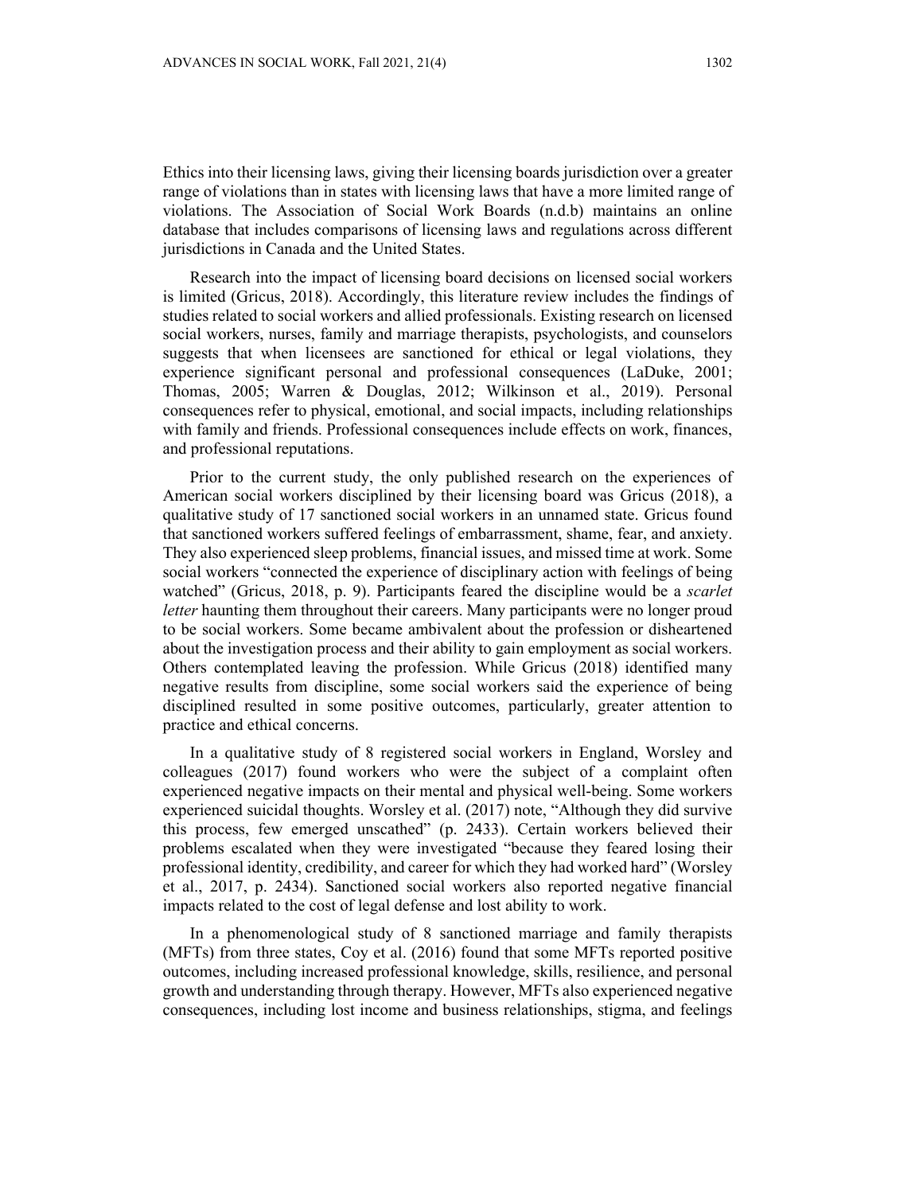Ethics into their licensing laws, giving their licensing boards jurisdiction over a greater range of violations than in states with licensing laws that have a more limited range of violations. The Association of Social Work Boards (n.d.b) maintains an online database that includes comparisons of licensing laws and regulations across different jurisdictions in Canada and the United States.

Research into the impact of licensing board decisions on licensed social workers is limited (Gricus, 2018). Accordingly, this literature review includes the findings of studies related to social workers and allied professionals. Existing research on licensed social workers, nurses, family and marriage therapists, psychologists, and counselors suggests that when licensees are sanctioned for ethical or legal violations, they experience significant personal and professional consequences (LaDuke, 2001; Thomas, 2005; Warren & Douglas, 2012; Wilkinson et al., 2019). Personal consequences refer to physical, emotional, and social impacts, including relationships with family and friends. Professional consequences include effects on work, finances, and professional reputations.

Prior to the current study, the only published research on the experiences of American social workers disciplined by their licensing board was Gricus (2018), a qualitative study of 17 sanctioned social workers in an unnamed state. Gricus found that sanctioned workers suffered feelings of embarrassment, shame, fear, and anxiety. They also experienced sleep problems, financial issues, and missed time at work. Some social workers "connected the experience of disciplinary action with feelings of being watched" (Gricus, 2018, p. 9). Participants feared the discipline would be a *scarlet letter* haunting them throughout their careers. Many participants were no longer proud to be social workers. Some became ambivalent about the profession or disheartened about the investigation process and their ability to gain employment as social workers. Others contemplated leaving the profession. While Gricus (2018) identified many negative results from discipline, some social workers said the experience of being disciplined resulted in some positive outcomes, particularly, greater attention to practice and ethical concerns.

In a qualitative study of 8 registered social workers in England, Worsley and colleagues (2017) found workers who were the subject of a complaint often experienced negative impacts on their mental and physical well-being. Some workers experienced suicidal thoughts. Worsley et al. (2017) note, "Although they did survive this process, few emerged unscathed" (p. 2433). Certain workers believed their problems escalated when they were investigated "because they feared losing their professional identity, credibility, and career for which they had worked hard" (Worsley et al., 2017, p. 2434). Sanctioned social workers also reported negative financial impacts related to the cost of legal defense and lost ability to work.

In a phenomenological study of 8 sanctioned marriage and family therapists (MFTs) from three states, Coy et al. (2016) found that some MFTs reported positive outcomes, including increased professional knowledge, skills, resilience, and personal growth and understanding through therapy. However, MFTs also experienced negative consequences, including lost income and business relationships, stigma, and feelings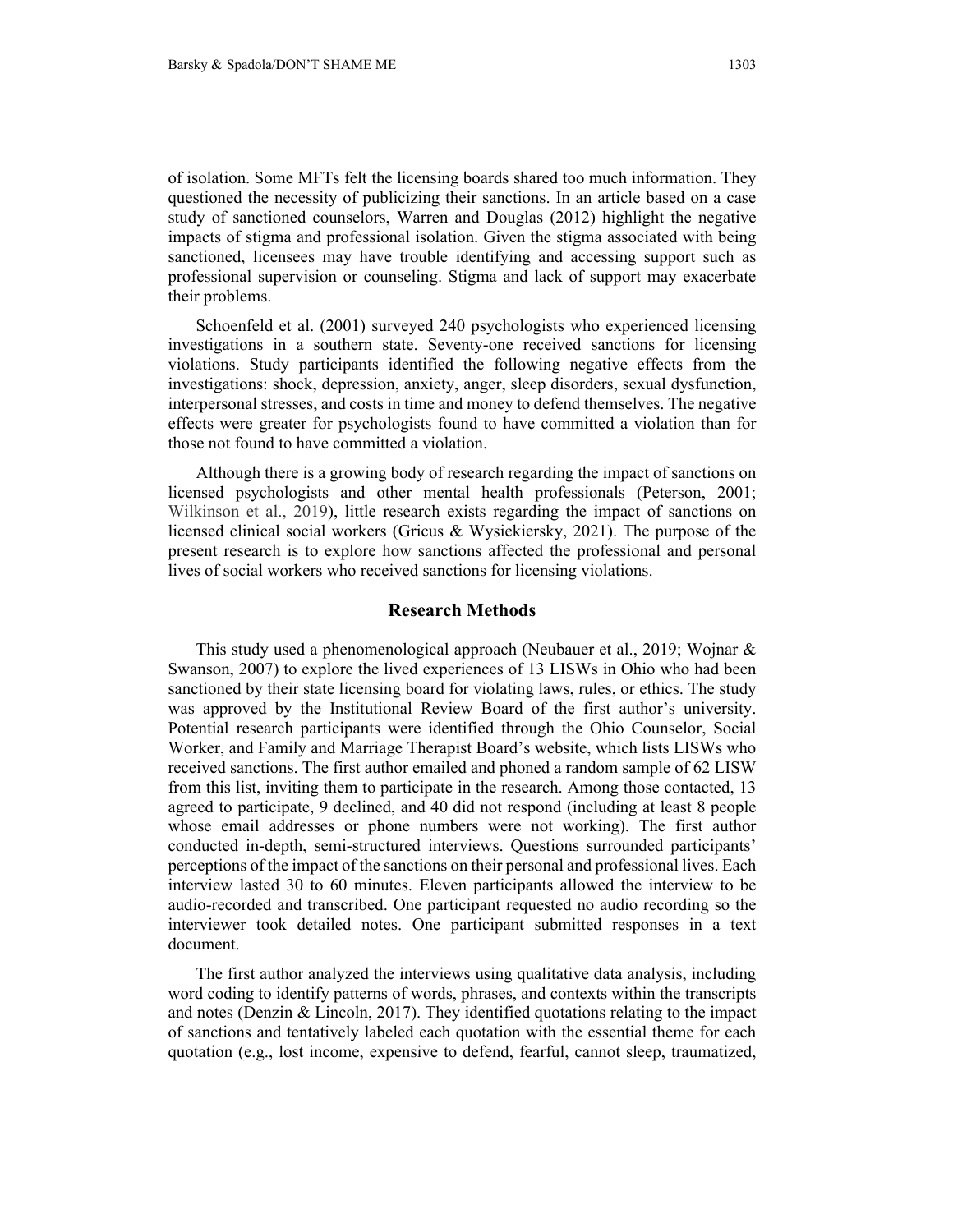of isolation. Some MFTs felt the licensing boards shared too much information. They questioned the necessity of publicizing their sanctions. In an article based on a case study of sanctioned counselors, Warren and Douglas (2012) highlight the negative impacts of stigma and professional isolation. Given the stigma associated with being sanctioned, licensees may have trouble identifying and accessing support such as professional supervision or counseling. Stigma and lack of support may exacerbate their problems.

Schoenfeld et al. (2001) surveyed 240 psychologists who experienced licensing investigations in a southern state. Seventy-one received sanctions for licensing violations. Study participants identified the following negative effects from the investigations: shock, depression, anxiety, anger, sleep disorders, sexual dysfunction, interpersonal stresses, and costs in time and money to defend themselves. The negative effects were greater for psychologists found to have committed a violation than for those not found to have committed a violation.

Although there is a growing body of research regarding the impact of sanctions on licensed psychologists and other mental health professionals (Peterson, 2001; Wilkinson et al., 2019), little research exists regarding the impact of sanctions on licensed clinical social workers (Gricus & Wysiekiersky, 2021). The purpose of the present research is to explore how sanctions affected the professional and personal lives of social workers who received sanctions for licensing violations.

## Research Methods

This study used a phenomenological approach (Neubauer et al., 2019; Wojnar & Swanson, 2007) to explore the lived experiences of 13 LISWs in Ohio who had been sanctioned by their state licensing board for violating laws, rules, or ethics. The study was approved by the Institutional Review Board of the first author's university. Potential research participants were identified through the Ohio Counselor, Social Worker, and Family and Marriage Therapist Board's website, which lists LISWs who received sanctions. The first author emailed and phoned a random sample of 62 LISW from this list, inviting them to participate in the research. Among those contacted, 13 agreed to participate, 9 declined, and 40 did not respond (including at least 8 people whose email addresses or phone numbers were not working). The first author conducted in-depth, semi-structured interviews. Questions surrounded participants' perceptions of the impact of the sanctions on their personal and professional lives. Each interview lasted 30 to 60 minutes. Eleven participants allowed the interview to be audio-recorded and transcribed. One participant requested no audio recording so the interviewer took detailed notes. One participant submitted responses in a text document.

The first author analyzed the interviews using qualitative data analysis, including word coding to identify patterns of words, phrases, and contexts within the transcripts and notes (Denzin & Lincoln, 2017). They identified quotations relating to the impact of sanctions and tentatively labeled each quotation with the essential theme for each quotation (e.g., lost income, expensive to defend, fearful, cannot sleep, traumatized,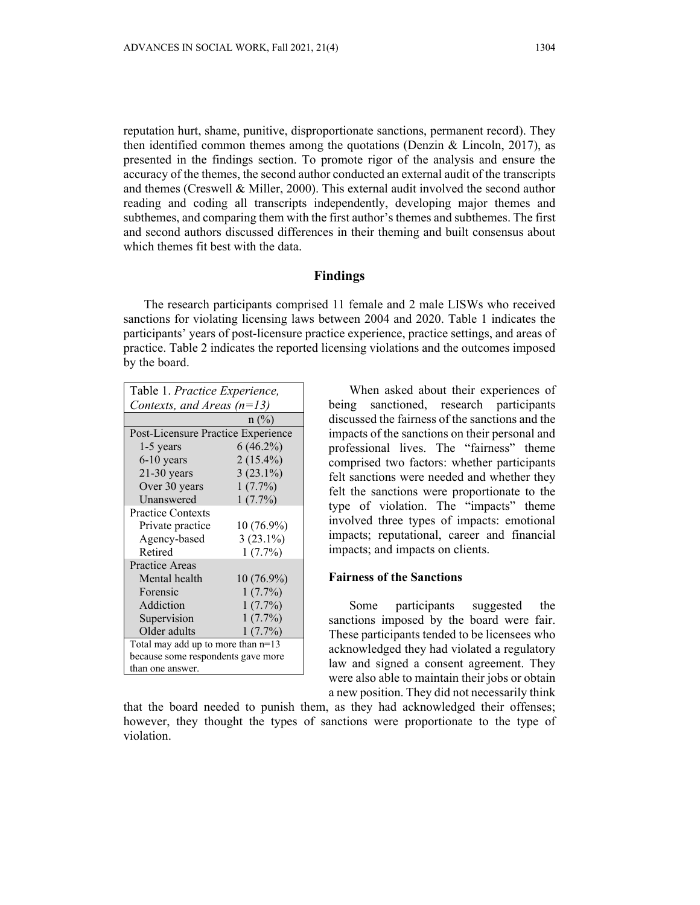reputation hurt, shame, punitive, disproportionate sanctions, permanent record). They then identified common themes among the quotations (Denzin & Lincoln, 2017), as presented in the findings section. To promote rigor of the analysis and ensure the accuracy of the themes, the second author conducted an external audit of the transcripts and themes (Creswell & Miller, 2000). This external audit involved the second author reading and coding all transcripts independently, developing major themes and subthemes, and comparing them with the first author's themes and subthemes. The first and second authors discussed differences in their theming and built consensus about which themes fit best with the data.

## Findings

The research participants comprised 11 female and 2 male LISWs who received sanctions for violating licensing laws between 2004 and 2020. Table 1 indicates the participants' years of post-licensure practice experience, practice settings, and areas of practice. Table 2 indicates the reported licensing violations and the outcomes imposed by the board.

Table 1. *Practice Experience, Contexts, and Areas (n=13)*

| | n (%) |
|---|---|
| **Post-Licensure Practice Experience** | |
| 1-5 years | 6 (46.2%) |
| 6-10 years | 2 (15.4%) |
| 21-30 years | 3 (23.1%) |
| Over 30 years | 1 (7.7%) |
| Unanswered | 1 (7.7%) |
| **Practice Contexts** | |
| Private practice | 10 (76.9%) |
| Agency-based | 3 (23.1%) |
| Retired | 1 (7.7%) |
| **Practice Areas** | |
| Mental health | 10 (76.9%) |
| Forensic | 1 (7.7%) |
| Addiction | 1 (7.7%) |
| Supervision | 1 (7.7%) |
| Older adults | 1 (7.7%) |

Total may add up to more than n=13 because some respondents gave more than one answer.

When asked about their experiences of being sanctioned, research participants discussed the fairness of the sanctions and the impacts of the sanctions on their personal and professional lives. The "fairness" theme comprised two factors: whether participants felt sanctions were needed and whether they felt the sanctions were proportionate to the type of violation. The "impacts" theme involved three types of impacts: emotional impacts; reputational, career and financial impacts; and impacts on clients.

### Fairness of the Sanctions

Some participants suggested the sanctions imposed by the board were fair. These participants tended to be licensees who acknowledged they had violated a regulatory law and signed a consent agreement. They were also able to maintain their jobs or obtain a new position. They did not necessarily think that the board needed to punish them, as they had acknowledged their offenses; however, they thought the types of sanctions were proportionate to the type of violation.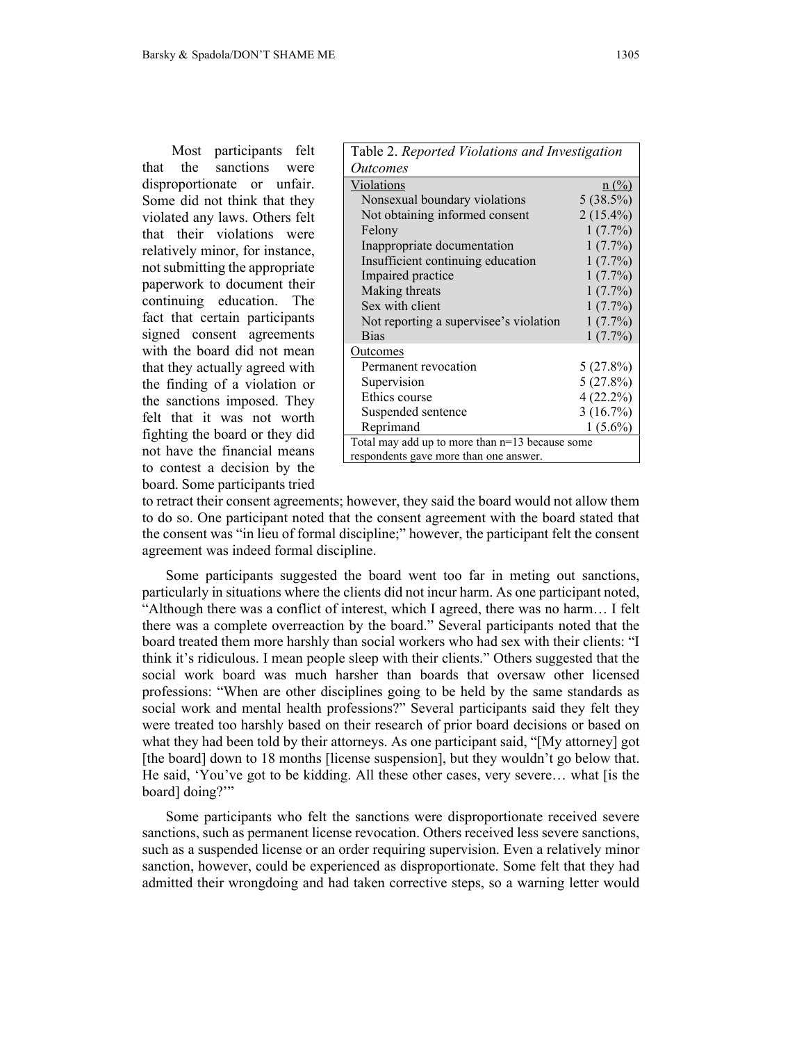Most participants felt that the sanctions were disproportionate or unfair. Some did not think that they violated any laws. Others felt that their violations were relatively minor, for instance, not submitting the appropriate paperwork to document their continuing education. The fact that certain participants signed consent agreements with the board did not mean that they actually agreed with the finding of a violation or the sanctions imposed. They felt that it was not worth fighting the board or they did not have the financial means to contest a decision by the board. Some participants tried to retract their consent agreements; however, they said the board would not allow them to do so. One participant noted that the consent agreement with the board stated that the consent was "in lieu of formal discipline;" however, the participant felt the consent agreement was indeed formal discipline.

Table 2. *Reported Violations and Investigation Outcomes*

| Violations | n (%) |
|---|---|
| Nonsexual boundary violations | 5 (38.5%) |
| Not obtaining informed consent | 2 (15.4%) |
| Felony | 1 (7.7%) |
| Inappropriate documentation | 1 (7.7%) |
| Insufficient continuing education | 1 (7.7%) |
| Impaired practice | 1 (7.7%) |
| Making threats | 1 (7.7%) |
| Sex with client | 1 (7.7%) |
| Not reporting a supervisee's violation | 1 (7.7%) |
| Bias | 1 (7.7%) |
| **Outcomes** | |
| Permanent revocation | 5 (27.8%) |
| Supervision | 5 (27.8%) |
| Ethics course | 4 (22.2%) |
| Suspended sentence | 3 (16.7%) |
| Reprimand | 1 (5.6%) |

Total may add up to more than n=13 because some respondents gave more than one answer.

Some participants suggested the board went too far in meting out sanctions, particularly in situations where the clients did not incur harm. As one participant noted, "Although there was a conflict of interest, which I agreed, there was no harm… I felt there was a complete overreaction by the board." Several participants noted that the board treated them more harshly than social workers who had sex with their clients: "I think it's ridiculous. I mean people sleep with their clients." Others suggested that the social work board was much harsher than boards that oversaw other licensed professions: "When are other disciplines going to be held by the same standards as social work and mental health professions?" Several participants said they felt they were treated too harshly based on their research of prior board decisions or based on what they had been told by their attorneys. As one participant said, "[My attorney] got [the board] down to 18 months [license suspension], but they wouldn't go below that. He said, 'You've got to be kidding. All these other cases, very severe… what [is the board] doing?'"

Some participants who felt the sanctions were disproportionate received severe sanctions, such as permanent license revocation. Others received less severe sanctions, such as a suspended license or an order requiring supervision. Even a relatively minor sanction, however, could be experienced as disproportionate. Some felt that they had admitted their wrongdoing and had taken corrective steps, so a warning letter would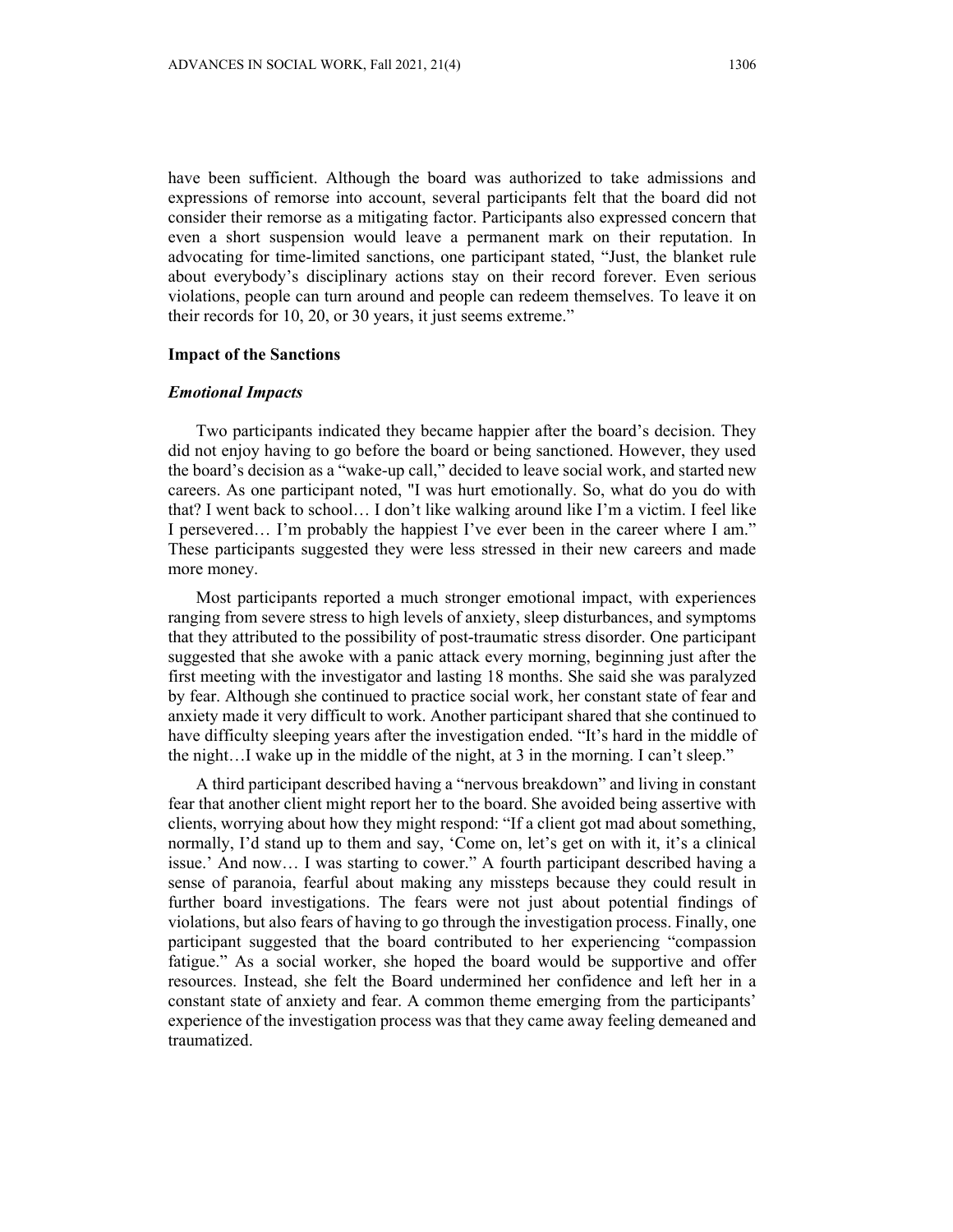have been sufficient. Although the board was authorized to take admissions and expressions of remorse into account, several participants felt that the board did not consider their remorse as a mitigating factor. Participants also expressed concern that even a short suspension would leave a permanent mark on their reputation. In advocating for time-limited sanctions, one participant stated, “Just, the blanket rule about everybody’s disciplinary actions stay on their record forever. Even serious violations, people can turn around and people can redeem themselves. To leave it on their records for 10, 20, or 30 years, it just seems extreme.”

### Impact of the Sanctions

#### *Emotional Impacts*

Two participants indicated they became happier after the board’s decision. They did not enjoy having to go before the board or being sanctioned. However, they used the board’s decision as a “wake-up call,” decided to leave social work, and started new careers. As one participant noted, "I was hurt emotionally. So, what do you do with that? I went back to school… I don’t like walking around like I’m a victim. I feel like I persevered… I’m probably the happiest I’ve ever been in the career where I am.” These participants suggested they were less stressed in their new careers and made more money.

Most participants reported a much stronger emotional impact, with experiences ranging from severe stress to high levels of anxiety, sleep disturbances, and symptoms that they attributed to the possibility of post-traumatic stress disorder. One participant suggested that she awoke with a panic attack every morning, beginning just after the first meeting with the investigator and lasting 18 months. She said she was paralyzed by fear. Although she continued to practice social work, her constant state of fear and anxiety made it very difficult to work. Another participant shared that she continued to have difficulty sleeping years after the investigation ended. “It’s hard in the middle of the night…I wake up in the middle of the night, at 3 in the morning. I can’t sleep.”

A third participant described having a “nervous breakdown” and living in constant fear that another client might report her to the board. She avoided being assertive with clients, worrying about how they might respond: “If a client got mad about something, normally, I’d stand up to them and say, ‘Come on, let’s get on with it, it’s a clinical issue.’ And now… I was starting to cower.” A fourth participant described having a sense of paranoia, fearful about making any missteps because they could result in further board investigations. The fears were not just about potential findings of violations, but also fears of having to go through the investigation process. Finally, one participant suggested that the board contributed to her experiencing “compassion fatigue.” As a social worker, she hoped the board would be supportive and offer resources. Instead, she felt the Board undermined her confidence and left her in a constant state of anxiety and fear. A common theme emerging from the participants’ experience of the investigation process was that they came away feeling demeaned and traumatized.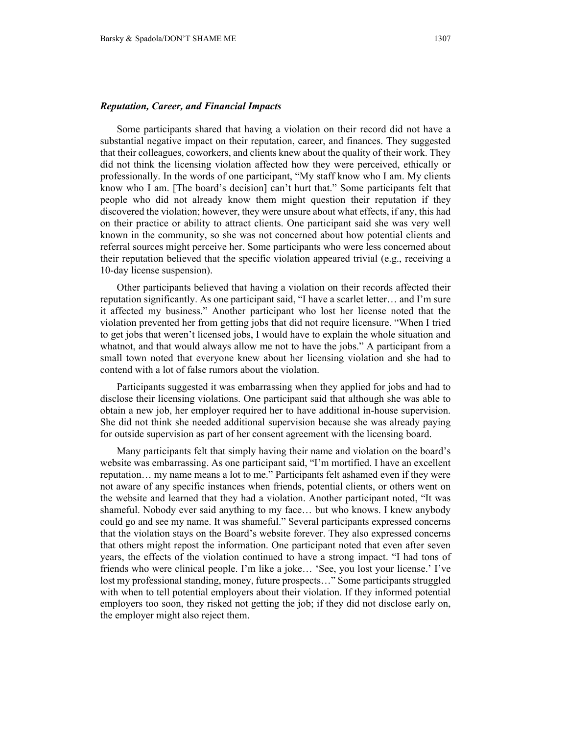### *Reputation, Career, and Financial Impacts*

Some participants shared that having a violation on their record did not have a substantial negative impact on their reputation, career, and finances. They suggested that their colleagues, coworkers, and clients knew about the quality of their work. They did not think the licensing violation affected how they were perceived, ethically or professionally. In the words of one participant, "My staff know who I am. My clients know who I am. [The board's decision] can't hurt that." Some participants felt that people who did not already know them might question their reputation if they discovered the violation; however, they were unsure about what effects, if any, this had on their practice or ability to attract clients. One participant said she was very well known in the community, so she was not concerned about how potential clients and referral sources might perceive her. Some participants who were less concerned about their reputation believed that the specific violation appeared trivial (e.g., receiving a 10-day license suspension).

Other participants believed that having a violation on their records affected their reputation significantly. As one participant said, "I have a scarlet letter… and I'm sure it affected my business." Another participant who lost her license noted that the violation prevented her from getting jobs that did not require licensure. "When I tried to get jobs that weren't licensed jobs, I would have to explain the whole situation and whatnot, and that would always allow me not to have the jobs." A participant from a small town noted that everyone knew about her licensing violation and she had to contend with a lot of false rumors about the violation.

Participants suggested it was embarrassing when they applied for jobs and had to disclose their licensing violations. One participant said that although she was able to obtain a new job, her employer required her to have additional in-house supervision. She did not think she needed additional supervision because she was already paying for outside supervision as part of her consent agreement with the licensing board.

Many participants felt that simply having their name and violation on the board's website was embarrassing. As one participant said, "I'm mortified. I have an excellent reputation… my name means a lot to me." Participants felt ashamed even if they were not aware of any specific instances when friends, potential clients, or others went on the website and learned that they had a violation. Another participant noted, "It was shameful. Nobody ever said anything to my face… but who knows. I knew anybody could go and see my name. It was shameful." Several participants expressed concerns that the violation stays on the Board's website forever. They also expressed concerns that others might repost the information. One participant noted that even after seven years, the effects of the violation continued to have a strong impact. "I had tons of friends who were clinical people. I'm like a joke… 'See, you lost your license.' I've lost my professional standing, money, future prospects…" Some participants struggled with when to tell potential employers about their violation. If they informed potential employers too soon, they risked not getting the job; if they did not disclose early on, the employer might also reject them.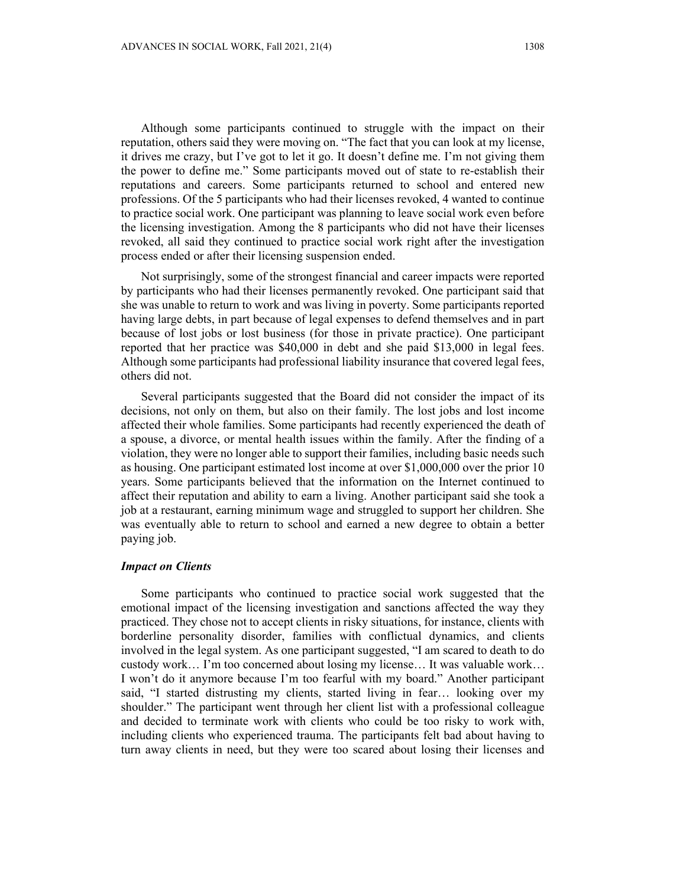Although some participants continued to struggle with the impact on their reputation, others said they were moving on. "The fact that you can look at my license, it drives me crazy, but I've got to let it go. It doesn't define me. I'm not giving them the power to define me." Some participants moved out of state to re-establish their reputations and careers. Some participants returned to school and entered new professions. Of the 5 participants who had their licenses revoked, 4 wanted to continue to practice social work. One participant was planning to leave social work even before the licensing investigation. Among the 8 participants who did not have their licenses revoked, all said they continued to practice social work right after the investigation process ended or after their licensing suspension ended.

Not surprisingly, some of the strongest financial and career impacts were reported by participants who had their licenses permanently revoked. One participant said that she was unable to return to work and was living in poverty. Some participants reported having large debts, in part because of legal expenses to defend themselves and in part because of lost jobs or lost business (for those in private practice). One participant reported that her practice was $40,000 in debt and she paid $13,000 in legal fees. Although some participants had professional liability insurance that covered legal fees, others did not.

Several participants suggested that the Board did not consider the impact of its decisions, not only on them, but also on their family. The lost jobs and lost income affected their whole families. Some participants had recently experienced the death of a spouse, a divorce, or mental health issues within the family. After the finding of a violation, they were no longer able to support their families, including basic needs such as housing. One participant estimated lost income at over $1,000,000 over the prior 10 years. Some participants believed that the information on the Internet continued to affect their reputation and ability to earn a living. Another participant said she took a job at a restaurant, earning minimum wage and struggled to support her children. She was eventually able to return to school and earned a new degree to obtain a better paying job.

### *Impact on Clients*

Some participants who continued to practice social work suggested that the emotional impact of the licensing investigation and sanctions affected the way they practiced. They chose not to accept clients in risky situations, for instance, clients with borderline personality disorder, families with conflictual dynamics, and clients involved in the legal system. As one participant suggested, "I am scared to death to do custody work… I'm too concerned about losing my license… It was valuable work… I won't do it anymore because I'm too fearful with my board." Another participant said, "I started distrusting my clients, started living in fear… looking over my shoulder." The participant went through her client list with a professional colleague and decided to terminate work with clients who could be too risky to work with, including clients who experienced trauma. The participants felt bad about having to turn away clients in need, but they were too scared about losing their licenses and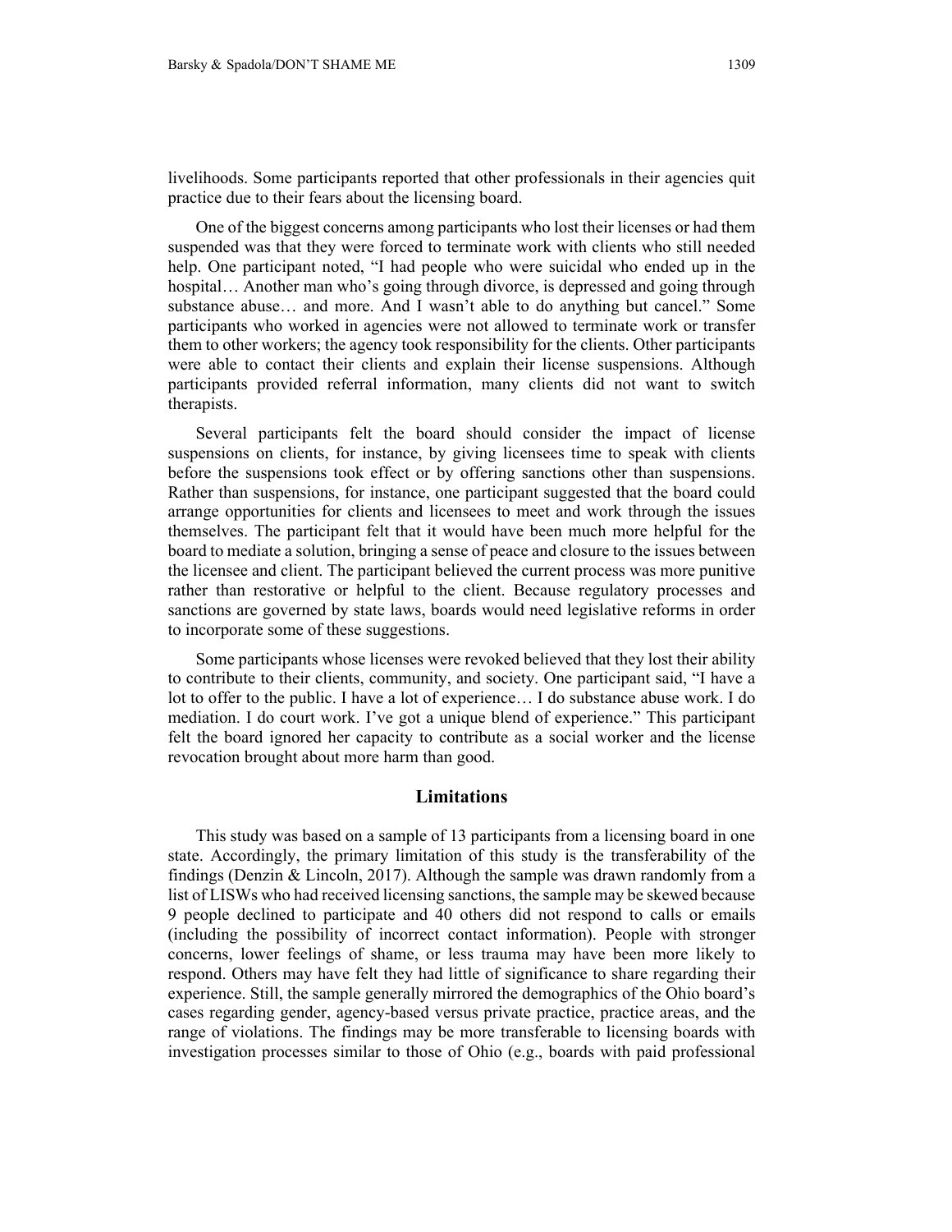livelihoods. Some participants reported that other professionals in their agencies quit practice due to their fears about the licensing board.

One of the biggest concerns among participants who lost their licenses or had them suspended was that they were forced to terminate work with clients who still needed help. One participant noted, "I had people who were suicidal who ended up in the hospital… Another man who's going through divorce, is depressed and going through substance abuse… and more. And I wasn't able to do anything but cancel." Some participants who worked in agencies were not allowed to terminate work or transfer them to other workers; the agency took responsibility for the clients. Other participants were able to contact their clients and explain their license suspensions. Although participants provided referral information, many clients did not want to switch therapists.

Several participants felt the board should consider the impact of license suspensions on clients, for instance, by giving licensees time to speak with clients before the suspensions took effect or by offering sanctions other than suspensions. Rather than suspensions, for instance, one participant suggested that the board could arrange opportunities for clients and licensees to meet and work through the issues themselves. The participant felt that it would have been much more helpful for the board to mediate a solution, bringing a sense of peace and closure to the issues between the licensee and client. The participant believed the current process was more punitive rather than restorative or helpful to the client. Because regulatory processes and sanctions are governed by state laws, boards would need legislative reforms in order to incorporate some of these suggestions.

Some participants whose licenses were revoked believed that they lost their ability to contribute to their clients, community, and society. One participant said, "I have a lot to offer to the public. I have a lot of experience… I do substance abuse work. I do mediation. I do court work. I've got a unique blend of experience." This participant felt the board ignored her capacity to contribute as a social worker and the license revocation brought about more harm than good.

## Limitations

This study was based on a sample of 13 participants from a licensing board in one state. Accordingly, the primary limitation of this study is the transferability of the findings (Denzin & Lincoln, 2017). Although the sample was drawn randomly from a list of LISWs who had received licensing sanctions, the sample may be skewed because 9 people declined to participate and 40 others did not respond to calls or emails (including the possibility of incorrect contact information). People with stronger concerns, lower feelings of shame, or less trauma may have been more likely to respond. Others may have felt they had little of significance to share regarding their experience. Still, the sample generally mirrored the demographics of the Ohio board's cases regarding gender, agency-based versus private practice, practice areas, and the range of violations. The findings may be more transferable to licensing boards with investigation processes similar to those of Ohio (e.g., boards with paid professional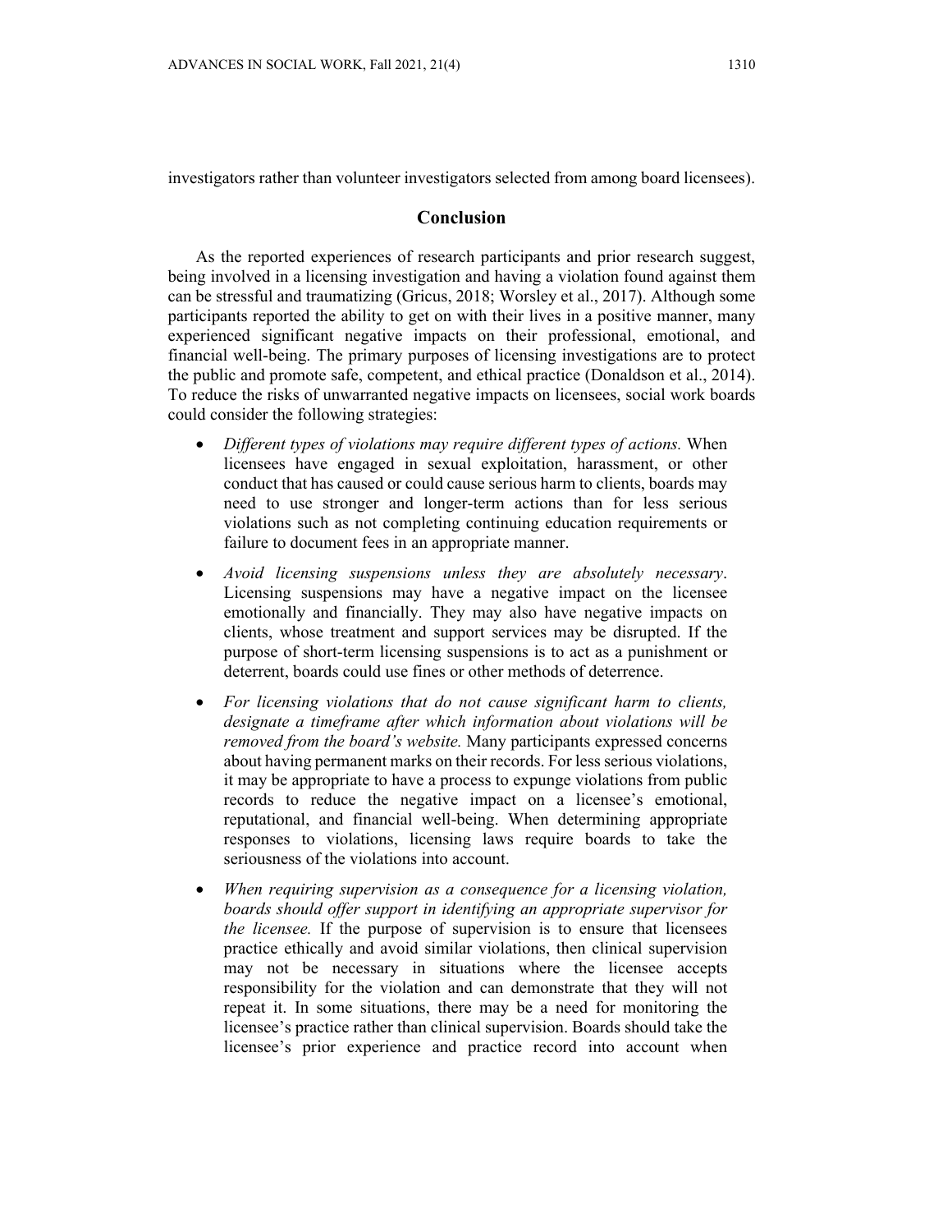investigators rather than volunteer investigators selected from among board licensees).

## Conclusion

As the reported experiences of research participants and prior research suggest, being involved in a licensing investigation and having a violation found against them can be stressful and traumatizing (Gricus, 2018; Worsley et al., 2017). Although some participants reported the ability to get on with their lives in a positive manner, many experienced significant negative impacts on their professional, emotional, and financial well-being. The primary purposes of licensing investigations are to protect the public and promote safe, competent, and ethical practice (Donaldson et al., 2014). To reduce the risks of unwarranted negative impacts on licensees, social work boards could consider the following strategies:

- *Different types of violations may require different types of actions.* When licensees have engaged in sexual exploitation, harassment, or other conduct that has caused or could cause serious harm to clients, boards may need to use stronger and longer-term actions than for less serious violations such as not completing continuing education requirements or failure to document fees in an appropriate manner.
- *Avoid licensing suspensions unless they are absolutely necessary*. Licensing suspensions may have a negative impact on the licensee emotionally and financially. They may also have negative impacts on clients, whose treatment and support services may be disrupted. If the purpose of short-term licensing suspensions is to act as a punishment or deterrent, boards could use fines or other methods of deterrence.
- *For licensing violations that do not cause significant harm to clients, designate a timeframe after which information about violations will be removed from the board's website.* Many participants expressed concerns about having permanent marks on their records. For less serious violations, it may be appropriate to have a process to expunge violations from public records to reduce the negative impact on a licensee's emotional, reputational, and financial well-being. When determining appropriate responses to violations, licensing laws require boards to take the seriousness of the violations into account.
- *When requiring supervision as a consequence for a licensing violation, boards should offer support in identifying an appropriate supervisor for the licensee.* If the purpose of supervision is to ensure that licensees practice ethically and avoid similar violations, then clinical supervision may not be necessary in situations where the licensee accepts responsibility for the violation and can demonstrate that they will not repeat it. In some situations, there may be a need for monitoring the licensee's practice rather than clinical supervision. Boards should take the licensee's prior experience and practice record into account when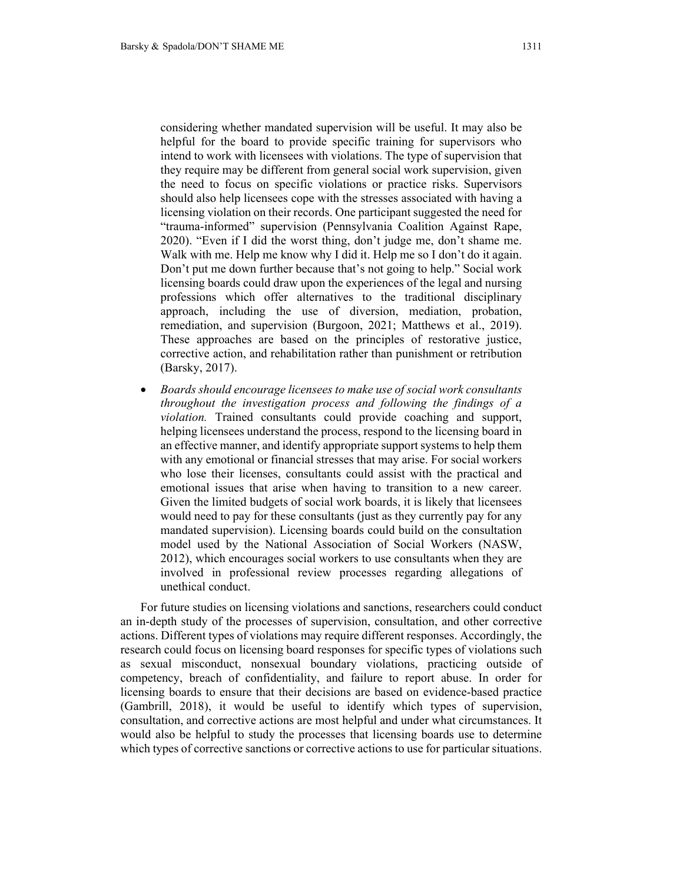considering whether mandated supervision will be useful. It may also be helpful for the board to provide specific training for supervisors who intend to work with licensees with violations. The type of supervision that they require may be different from general social work supervision, given the need to focus on specific violations or practice risks. Supervisors should also help licensees cope with the stresses associated with having a licensing violation on their records. One participant suggested the need for "trauma-informed" supervision (Pennsylvania Coalition Against Rape, 2020). "Even if I did the worst thing, don't judge me, don't shame me. Walk with me. Help me know why I did it. Help me so I don't do it again. Don't put me down further because that's not going to help." Social work licensing boards could draw upon the experiences of the legal and nursing professions which offer alternatives to the traditional disciplinary approach, including the use of diversion, mediation, probation, remediation, and supervision (Burgoon, 2021; Matthews et al., 2019). These approaches are based on the principles of restorative justice, corrective action, and rehabilitation rather than punishment or retribution (Barsky, 2017).

- *Boards should encourage licensees to make use of social work consultants throughout the investigation process and following the findings of a violation.* Trained consultants could provide coaching and support, helping licensees understand the process, respond to the licensing board in an effective manner, and identify appropriate support systems to help them with any emotional or financial stresses that may arise. For social workers who lose their licenses, consultants could assist with the practical and emotional issues that arise when having to transition to a new career. Given the limited budgets of social work boards, it is likely that licensees would need to pay for these consultants (just as they currently pay for any mandated supervision). Licensing boards could build on the consultation model used by the National Association of Social Workers (NASW, 2012), which encourages social workers to use consultants when they are involved in professional review processes regarding allegations of unethical conduct.

For future studies on licensing violations and sanctions, researchers could conduct an in-depth study of the processes of supervision, consultation, and other corrective actions. Different types of violations may require different responses. Accordingly, the research could focus on licensing board responses for specific types of violations such as sexual misconduct, nonsexual boundary violations, practicing outside of competency, breach of confidentiality, and failure to report abuse. In order for licensing boards to ensure that their decisions are based on evidence-based practice (Gambrill, 2018), it would be useful to identify which types of supervision, consultation, and corrective actions are most helpful and under what circumstances. It would also be helpful to study the processes that licensing boards use to determine which types of corrective sanctions or corrective actions to use for particular situations.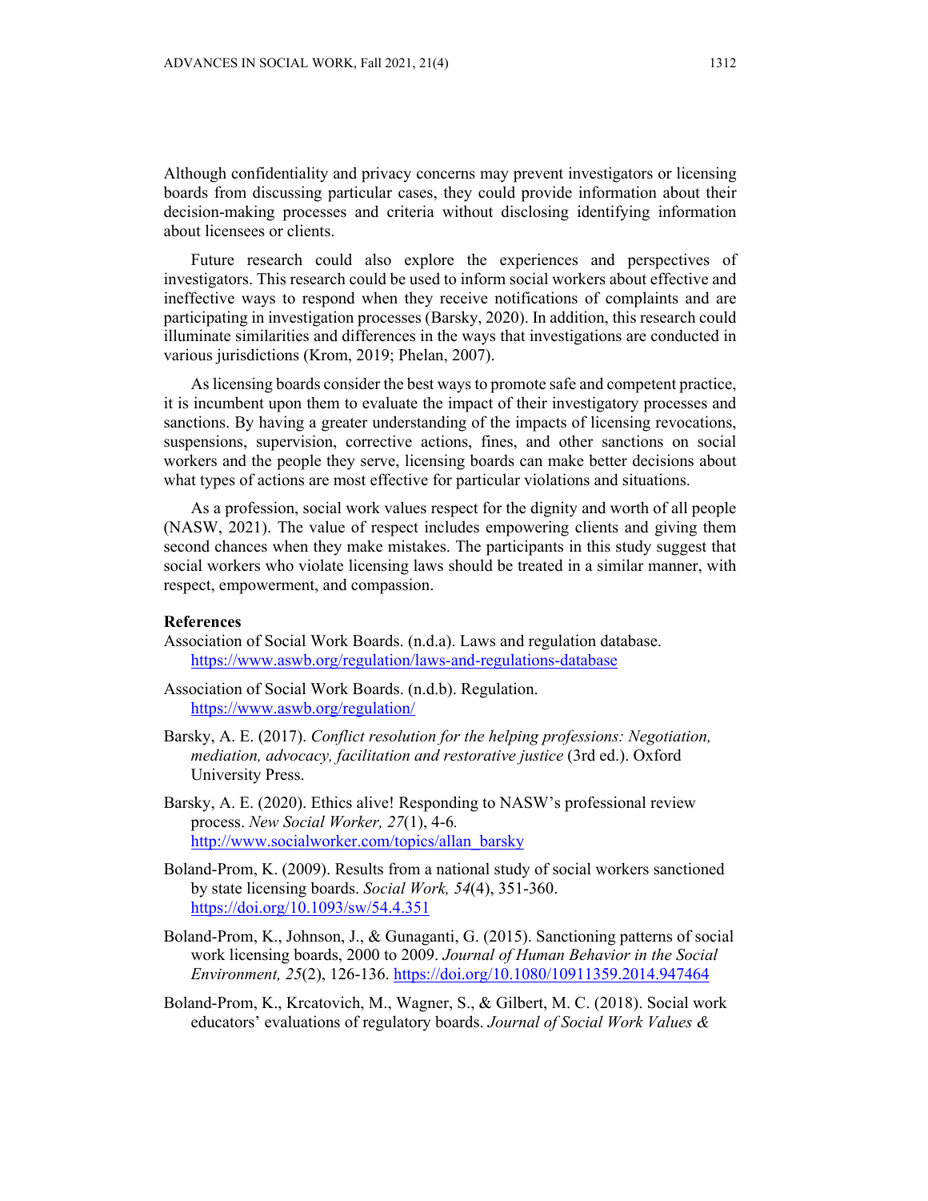Although confidentiality and privacy concerns may prevent investigators or licensing boards from discussing particular cases, they could provide information about their decision-making processes and criteria without disclosing identifying information about licensees or clients.

Future research could also explore the experiences and perspectives of investigators. This research could be used to inform social workers about effective and ineffective ways to respond when they receive notifications of complaints and are participating in investigation processes (Barsky, 2020). In addition, this research could illuminate similarities and differences in the ways that investigations are conducted in various jurisdictions (Krom, 2019; Phelan, 2007).

As licensing boards consider the best ways to promote safe and competent practice, it is incumbent upon them to evaluate the impact of their investigatory processes and sanctions. By having a greater understanding of the impacts of licensing revocations, suspensions, supervision, corrective actions, fines, and other sanctions on social workers and the people they serve, licensing boards can make better decisions about what types of actions are most effective for particular violations and situations.

As a profession, social work values respect for the dignity and worth of all people (NASW, 2021). The value of respect includes empowering clients and giving them second chances when they make mistakes. The participants in this study suggest that social workers who violate licensing laws should be treated in a similar manner, with respect, empowerment, and compassion.

## References

Association of Social Work Boards. (n.d.a). Laws and regulation database. https://www.aswb.org/regulation/laws-and-regulations-database

Association of Social Work Boards. (n.d.b). Regulation. https://www.aswb.org/regulation/

Barsky, A. E. (2017). *Conflict resolution for the helping professions: Negotiation, mediation, advocacy, facilitation and restorative justice* (3rd ed.). Oxford University Press.

Barsky, A. E. (2020). Ethics alive! Responding to NASW's professional review process. *New Social Worker, 27*(1), 4-6. http://www.socialworker.com/topics/allan_barsky

Boland-Prom, K. (2009). Results from a national study of social workers sanctioned by state licensing boards. *Social Work, 54*(4), 351-360. https://doi.org/10.1093/sw/54.4.351

Boland-Prom, K., Johnson, J., & Gunaganti, G. (2015). Sanctioning patterns of social work licensing boards, 2000 to 2009. *Journal of Human Behavior in the Social Environment, 25*(2), 126-136. https://doi.org/10.1080/10911359.2014.947464

Boland-Prom, K., Krcatovich, M., Wagner, S., & Gilbert, M. C. (2018). Social work educators' evaluations of regulatory boards. *Journal of Social Work Values &*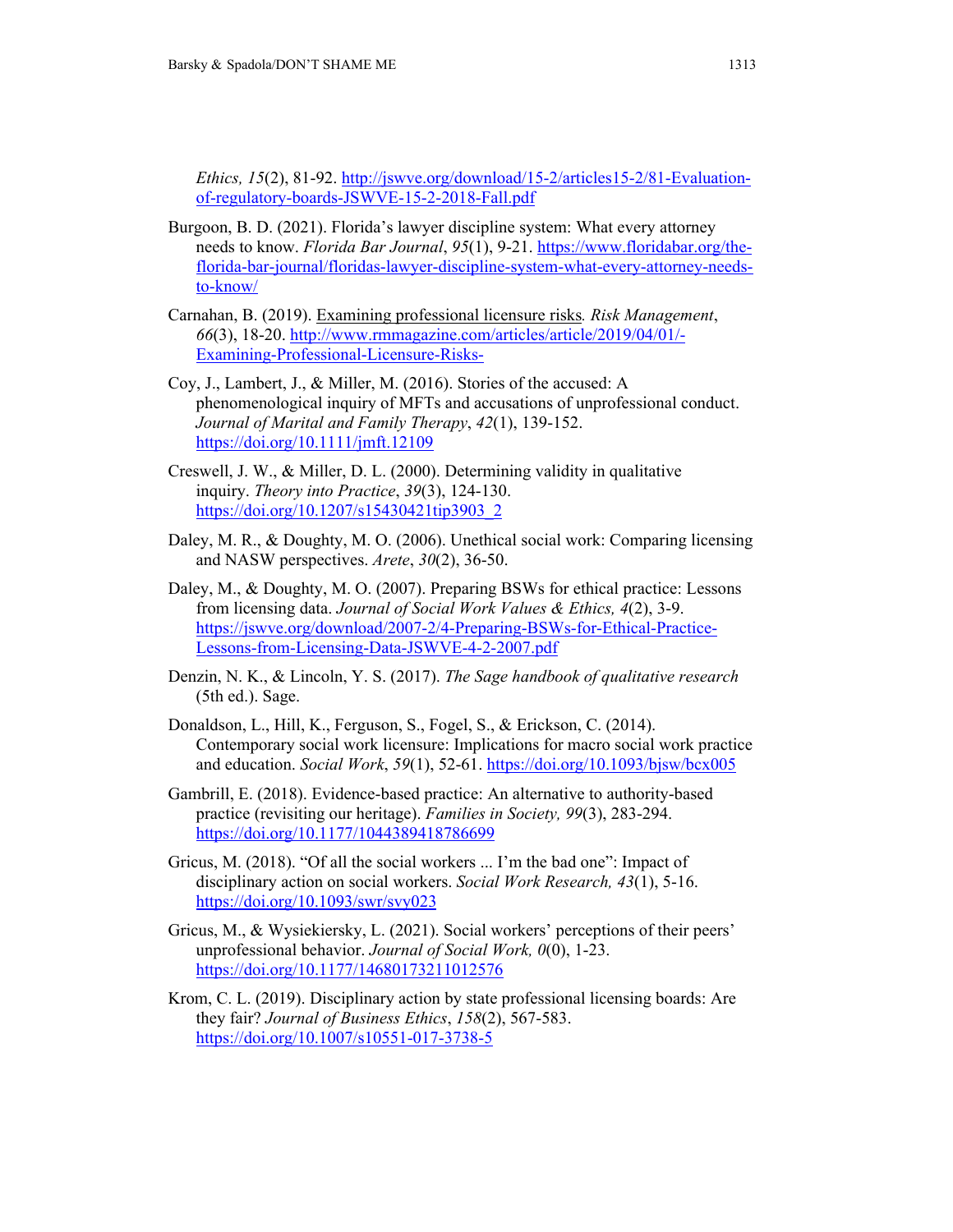*Ethics, 15*(2), 81-92. http://jswve.org/download/15-2/articles15-2/81-Evaluation-of-regulatory-boards-JSWVE-15-2-2018-Fall.pdf

Burgoon, B. D. (2021). Florida's lawyer discipline system: What every attorney needs to know. *Florida Bar Journal*, *95*(1), 9-21. https://www.floridabar.org/the-florida-bar-journal/floridas-lawyer-discipline-system-what-every-attorney-needs-to-know/

Carnahan, B. (2019). Examining professional licensure risks*. Risk Management*, *66*(3), 18-20. http://www.rmmagazine.com/articles/article/2019/04/01/-Examining-Professional-Licensure-Risks-

Coy, J., Lambert, J., & Miller, M. (2016). Stories of the accused: A phenomenological inquiry of MFTs and accusations of unprofessional conduct. *Journal of Marital and Family Therapy*, *42*(1), 139-152. https://doi.org/10.1111/jmft.12109

Creswell, J. W., & Miller, D. L. (2000). Determining validity in qualitative inquiry. *Theory into Practice*, *39*(3), 124-130. https://doi.org/10.1207/s15430421tip3903_2

Daley, M. R., & Doughty, M. O. (2006). Unethical social work: Comparing licensing and NASW perspectives. *Arete*, *30*(2), 36-50.

Daley, M., & Doughty, M. O. (2007). Preparing BSWs for ethical practice: Lessons from licensing data. *Journal of Social Work Values & Ethics, 4*(2), 3-9. https://jswve.org/download/2007-2/4-Preparing-BSWs-for-Ethical-Practice-Lessons-from-Licensing-Data-JSWVE-4-2-2007.pdf

Denzin, N. K., & Lincoln, Y. S. (2017). *The Sage handbook of qualitative research* (5th ed.). Sage.

Donaldson, L., Hill, K., Ferguson, S., Fogel, S., & Erickson, C. (2014). Contemporary social work licensure: Implications for macro social work practice and education. *Social Work*, *59*(1), 52-61. https://doi.org/10.1093/bjsw/bcx005

Gambrill, E. (2018). Evidence-based practice: An alternative to authority-based practice (revisiting our heritage). *Families in Society, 99*(3), 283-294. https://doi.org/10.1177/1044389418786699

Gricus, M. (2018). "Of all the social workers ... I'm the bad one": Impact of disciplinary action on social workers. *Social Work Research, 43*(1), 5-16. https://doi.org/10.1093/swr/svy023

Gricus, M., & Wysiekiersky, L. (2021). Social workers' perceptions of their peers' unprofessional behavior. *Journal of Social Work, 0*(0), 1-23. https://doi.org/10.1177/14680173211012576

Krom, C. L. (2019). Disciplinary action by state professional licensing boards: Are they fair? *Journal of Business Ethics*, *158*(2), 567-583. https://doi.org/10.1007/s10551-017-3738-5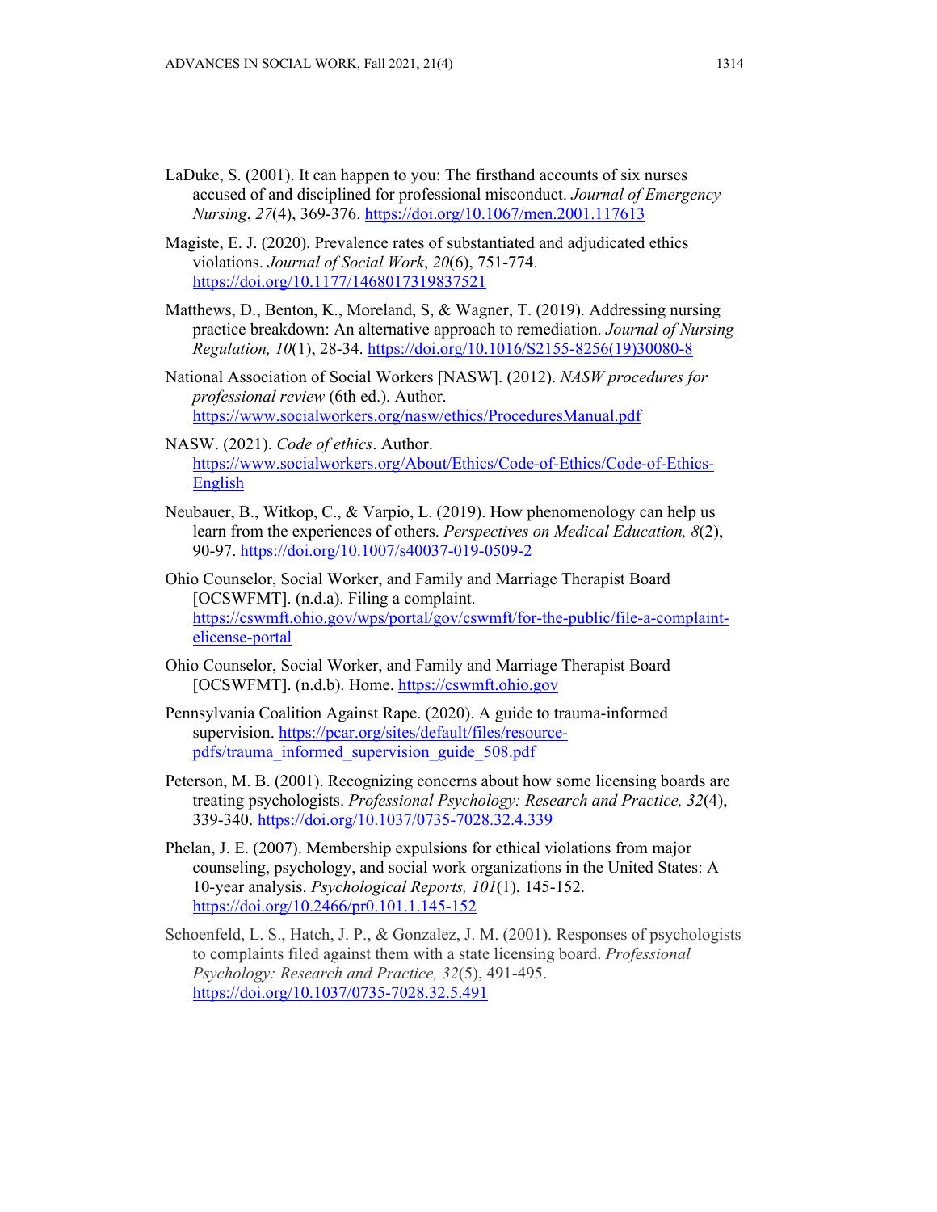LaDuke, S. (2001). It can happen to you: The firsthand accounts of six nurses accused of and disciplined for professional misconduct. *Journal of Emergency Nursing*, *27*(4), 369-376. https://doi.org/10.1067/men.2001.117613

Magiste, E. J. (2020). Prevalence rates of substantiated and adjudicated ethics violations. *Journal of Social Work*, *20*(6), 751-774. https://doi.org/10.1177/1468017319837521

Matthews, D., Benton, K., Moreland, S, & Wagner, T. (2019). Addressing nursing practice breakdown: An alternative approach to remediation. *Journal of Nursing Regulation, 10*(1), 28-34. https://doi.org/10.1016/S2155-8256(19)30080-8

National Association of Social Workers [NASW]. (2012). *NASW procedures for professional review* (6th ed.). Author. https://www.socialworkers.org/nasw/ethics/ProceduresManual.pdf

NASW. (2021). *Code of ethics*. Author. https://www.socialworkers.org/About/Ethics/Code-of-Ethics/Code-of-Ethics-English

Neubauer, B., Witkop, C., & Varpio, L. (2019). How phenomenology can help us learn from the experiences of others. *Perspectives on Medical Education, 8*(2), 90-97. https://doi.org/10.1007/s40037-019-0509-2

Ohio Counselor, Social Worker, and Family and Marriage Therapist Board [OCSWFMT]. (n.d.a). Filing a complaint. https://cswmft.ohio.gov/wps/portal/gov/cswmft/for-the-public/file-a-complaint-elicense-portal

Ohio Counselor, Social Worker, and Family and Marriage Therapist Board [OCSWFMT]. (n.d.b). Home. https://cswmft.ohio.gov

Pennsylvania Coalition Against Rape. (2020). A guide to trauma-informed supervision. https://pcar.org/sites/default/files/resource-pdfs/trauma_informed_supervision_guide_508.pdf

Peterson, M. B. (2001). Recognizing concerns about how some licensing boards are treating psychologists. *Professional Psychology: Research and Practice, 32*(4), 339-340. https://doi.org/10.1037/0735-7028.32.4.339

Phelan, J. E. (2007). Membership expulsions for ethical violations from major counseling, psychology, and social work organizations in the United States: A 10-year analysis. *Psychological Reports, 101*(1), 145-152. https://doi.org/10.2466/pr0.101.1.145-152

Schoenfeld, L. S., Hatch, J. P., & Gonzalez, J. M. (2001). Responses of psychologists to complaints filed against them with a state licensing board. *Professional Psychology: Research and Practice, 32*(5), 491-495. https://doi.org/10.1037/0735-7028.32.5.491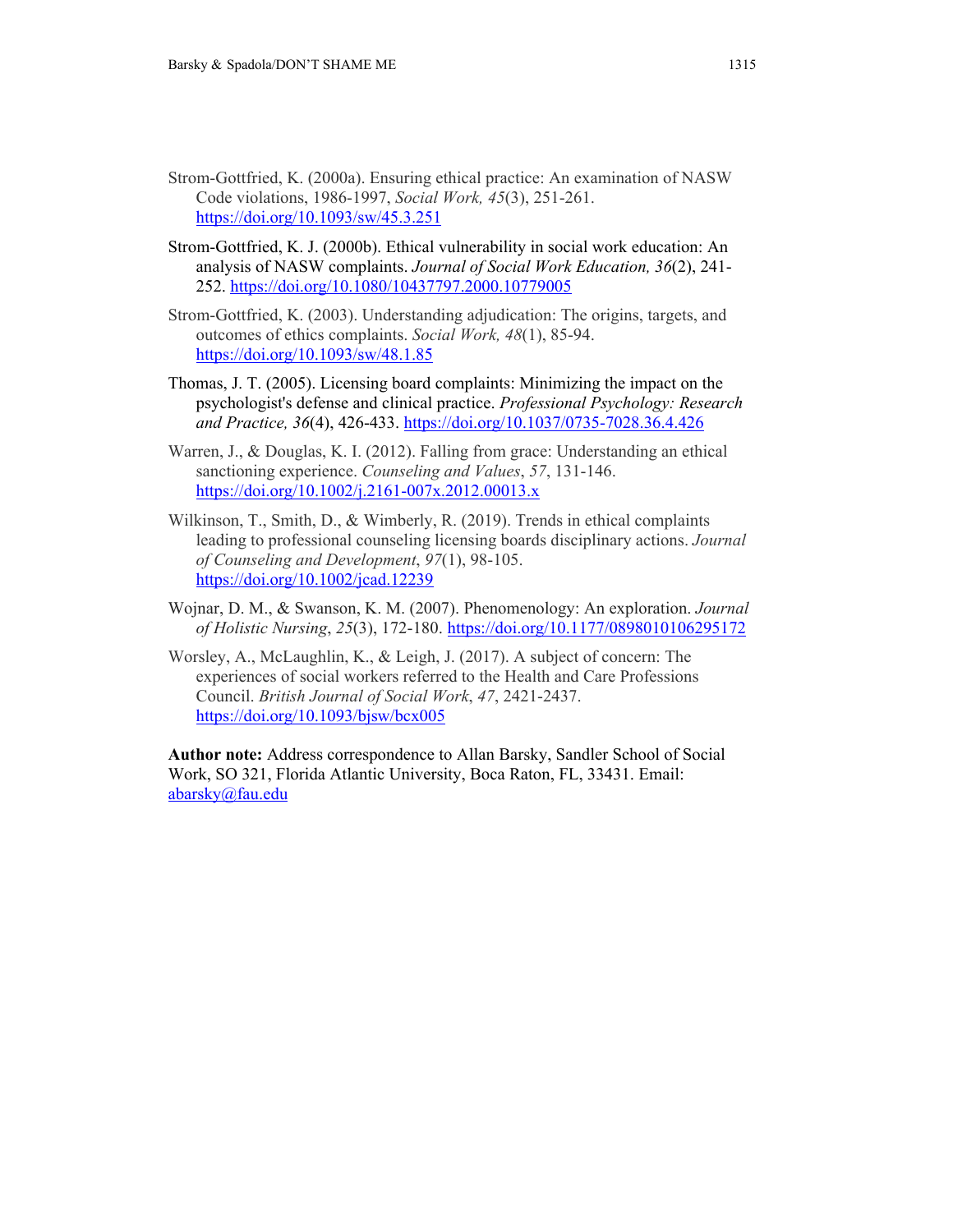Strom-Gottfried, K. (2000a). Ensuring ethical practice: An examination of NASW Code violations, 1986-1997, *Social Work, 45*(3), 251-261. https://doi.org/10.1093/sw/45.3.251

Strom-Gottfried, K. J. (2000b). Ethical vulnerability in social work education: An analysis of NASW complaints. *Journal of Social Work Education, 36*(2), 241-252. https://doi.org/10.1080/10437797.2000.10779005

Strom-Gottfried, K. (2003). Understanding adjudication: The origins, targets, and outcomes of ethics complaints. *Social Work, 48*(1), 85-94. https://doi.org/10.1093/sw/48.1.85

Thomas, J. T. (2005). Licensing board complaints: Minimizing the impact on the psychologist's defense and clinical practice. *Professional Psychology: Research and Practice, 36*(4), 426-433. https://doi.org/10.1037/0735-7028.36.4.426

Warren, J., & Douglas, K. I. (2012). Falling from grace: Understanding an ethical sanctioning experience. *Counseling and Values*, *57*, 131-146. https://doi.org/10.1002/j.2161-007x.2012.00013.x

Wilkinson, T., Smith, D., & Wimberly, R. (2019). Trends in ethical complaints leading to professional counseling licensing boards disciplinary actions. *Journal of Counseling and Development*, *97*(1), 98-105. https://doi.org/10.1002/jcad.12239

Wojnar, D. M., & Swanson, K. M. (2007). Phenomenology: An exploration. *Journal of Holistic Nursing*, *25*(3), 172-180. https://doi.org/10.1177/0898010106295172

Worsley, A., McLaughlin, K., & Leigh, J. (2017). A subject of concern: The experiences of social workers referred to the Health and Care Professions Council. *British Journal of Social Work*, *47*, 2421-2437. https://doi.org/10.1093/bjsw/bcx005

**Author note:** Address correspondence to Allan Barsky, Sandler School of Social Work, SO 321, Florida Atlantic University, Boca Raton, FL, 33431. Email: abarsky@fau.edu